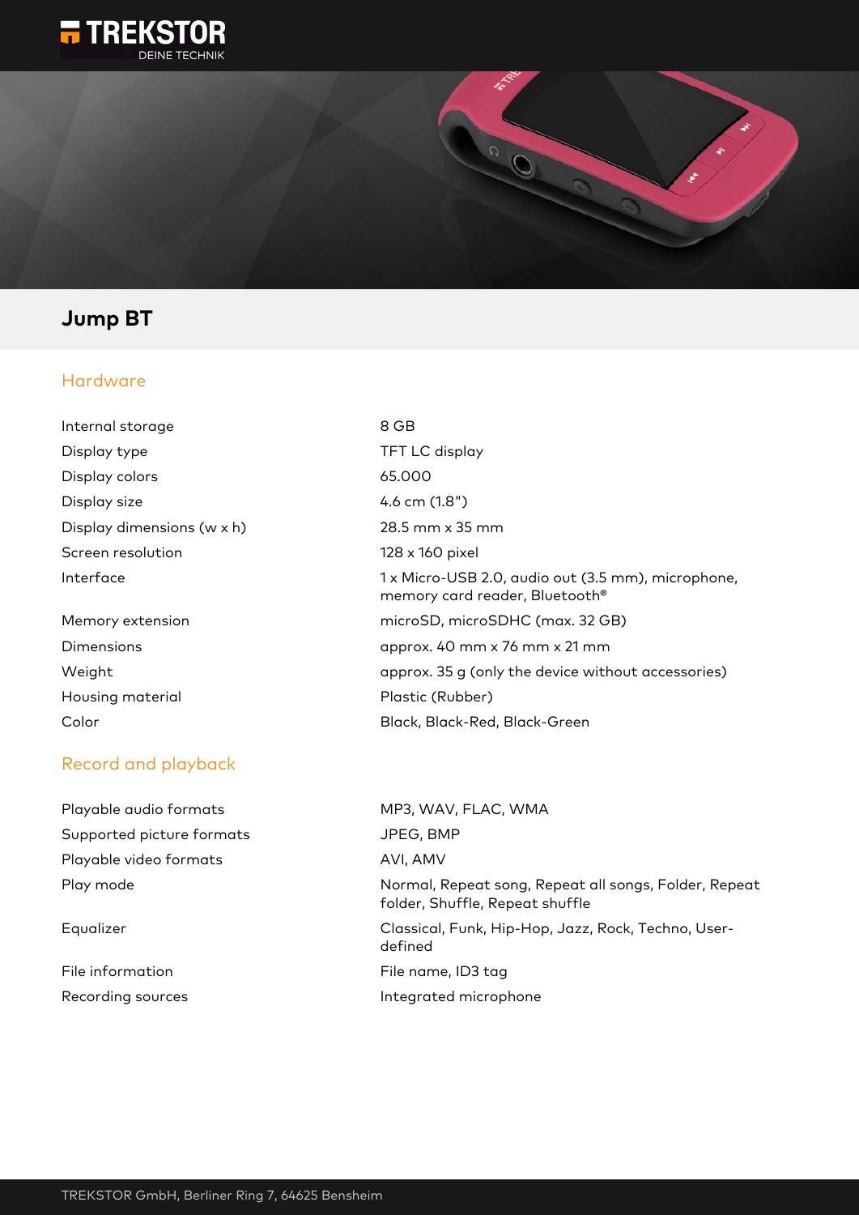# Jump BT

## Hardware

| | |
|---|---|
| Internal storage | 8 GB |
| Display type | TFT LC display |
| Display colors | 65.000 |
| Display size | 4.6 cm (1.8") |
| Display dimensions (w x h) | 28.5 mm x 35 mm |
| Screen resolution | 128 x 160 pixel |
| Interface | 1 x Micro-USB 2.0, audio out (3.5 mm), microphone, memory card reader, Bluetooth® |
| Memory extension | microSD, microSDHC (max. 32 GB) |
| Dimensions | approx. 40 mm x 76 mm x 21 mm |
| Weight | approx. 35 g (only the device without accessories) |
| Housing material | Plastic (Rubber) |
| Color | Black, Black-Red, Black-Green |

## Record and playback

| | |
|---|---|
| Playable audio formats | MP3, WAV, FLAC, WMA |
| Supported picture formats | JPEG, BMP |
| Playable video formats | AVI, AMV |
| Play mode | Normal, Repeat song, Repeat all songs, Folder, Repeat folder, Shuffle, Repeat shuffle |
| Equalizer | Classical, Funk, Hip-Hop, Jazz, Rock, Techno, User-defined |
| File information | File name, ID3 tag |
| Recording sources | Integrated microphone |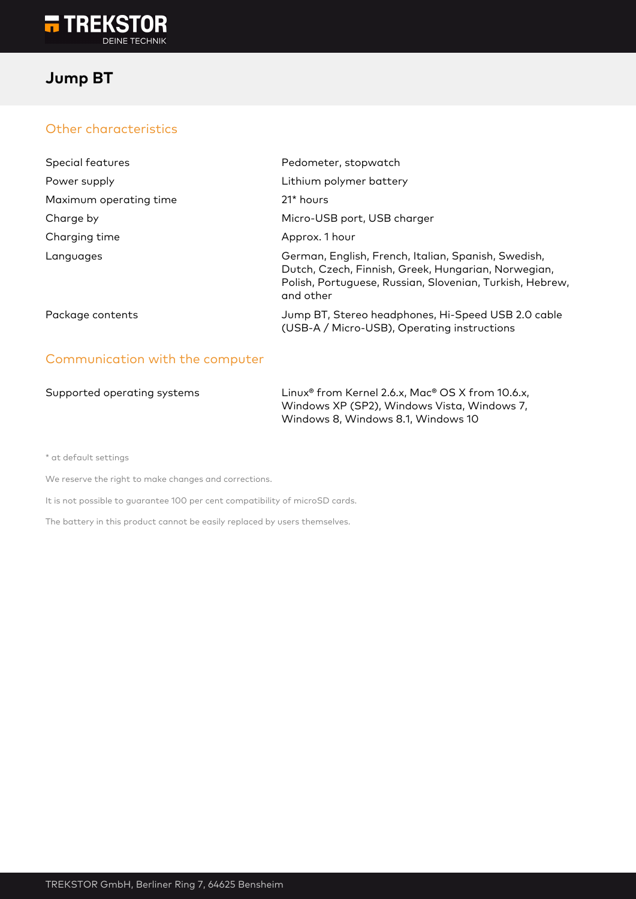# Jump BT

## Other characteristics

| | |
|---|---|
| Special features | Pedometer, stopwatch |
| Power supply | Lithium polymer battery |
| Maximum operating time | 21* hours |
| Charge by | Micro-USB port, USB charger |
| Charging time | Approx. 1 hour |
| Languages | German, English, French, Italian, Spanish, Swedish, Dutch, Czech, Finnish, Greek, Hungarian, Norwegian, Polish, Portuguese, Russian, Slovenian, Turkish, Hebrew, and other |
| Package contents | Jump BT, Stereo headphones, Hi-Speed USB 2.0 cable (USB-A / Micro-USB), Operating instructions |

## Communication with the computer

| | |
|---|---|
| Supported operating systems | Linux® from Kernel 2.6.x, Mac® OS X from 10.6.x, Windows XP (SP2), Windows Vista, Windows 7, Windows 8, Windows 8.1, Windows 10 |

* at default settings

We reserve the right to make changes and corrections.

It is not possible to guarantee 100 per cent compatibility of microSD cards.

The battery in this product cannot be easily replaced by users themselves.

TREKSTOR GmbH, Berliner Ring 7, 64625 Bensheim